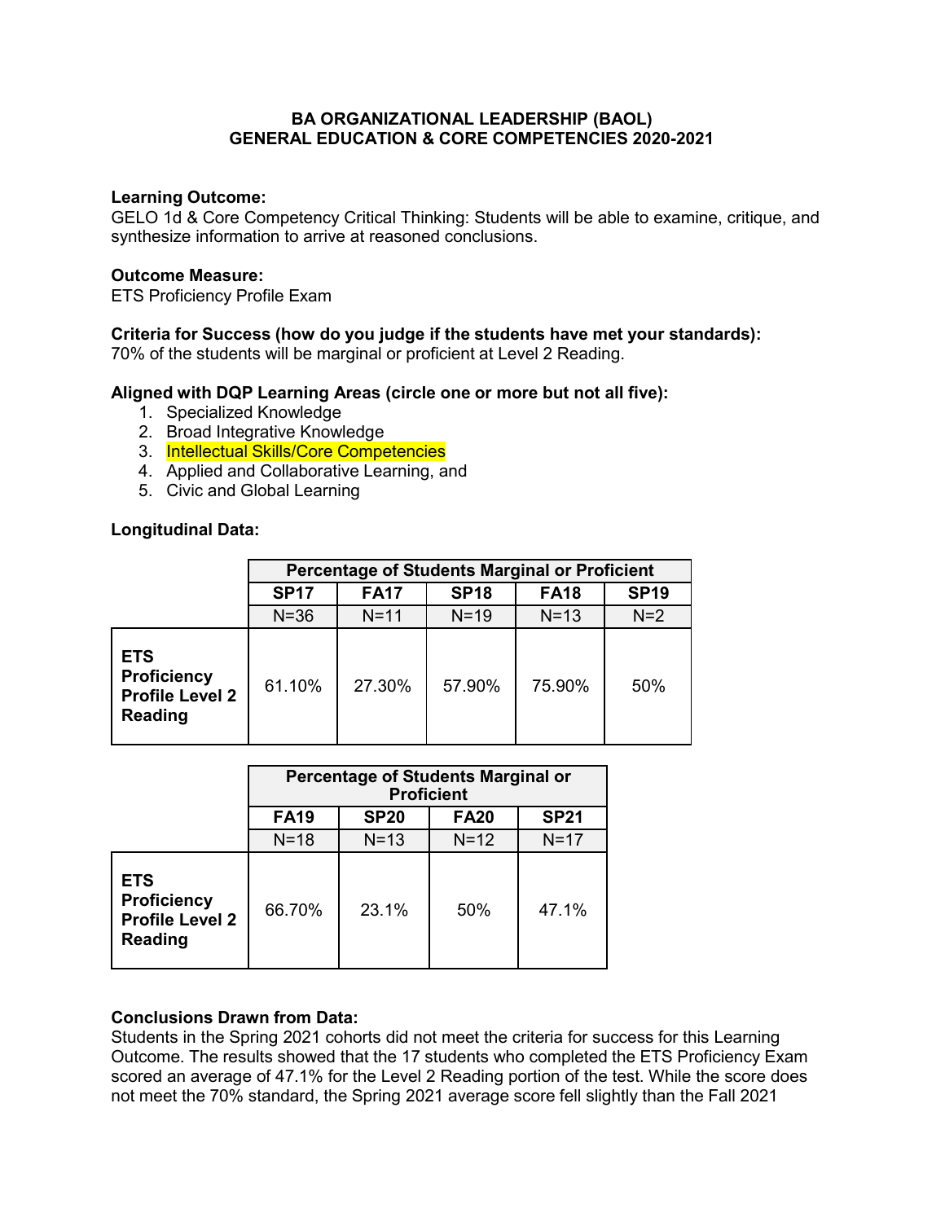**BA ORGANIZATIONAL LEADERSHIP (BAOL)**
**GENERAL EDUCATION & CORE COMPETENCIES 2020-2021**

**Learning Outcome:**
GELO 1d & Core Competency Critical Thinking: Students will be able to examine, critique, and synthesize information to arrive at reasoned conclusions.

**Outcome Measure:**
ETS Proficiency Profile Exam

**Criteria for Success (how do you judge if the students have met your standards):**
70% of the students will be marginal or proficient at Level 2 Reading.

**Aligned with DQP Learning Areas (circle one or more but not all five):**

1. Specialized Knowledge
2. Broad Integrative Knowledge
3. Intellectual Skills/Core Competencies
4. Applied and Collaborative Learning, and
5. Civic and Global Learning

**Longitudinal Data:**

| | Percentage of Students Marginal or Proficient | | | | |
|---|---|---|---|---|---|
| | **SP17** | **FA17** | **SP18** | **FA18** | **SP19** |
| | N=36 | N=11 | N=19 | N=13 | N=2 |
| **ETS Proficiency Profile Level 2 Reading** | 61.10% | 27.30% | 57.90% | 75.90% | 50% |

| | Percentage of Students Marginal or Proficient | | | |
|---|---|---|---|---|
| | **FA19** | **SP20** | **FA20** | **SP21** |
| | N=18 | N=13 | N=12 | N=17 |
| **ETS Proficiency Profile Level 2 Reading** | 66.70% | 23.1% | 50% | 47.1% |

**Conclusions Drawn from Data:**
Students in the Spring 2021 cohorts did not meet the criteria for success for this Learning Outcome. The results showed that the 17 students who completed the ETS Proficiency Exam scored an average of 47.1% for the Level 2 Reading portion of the test. While the score does not meet the 70% standard, the Spring 2021 average score fell slightly than the Fall 2021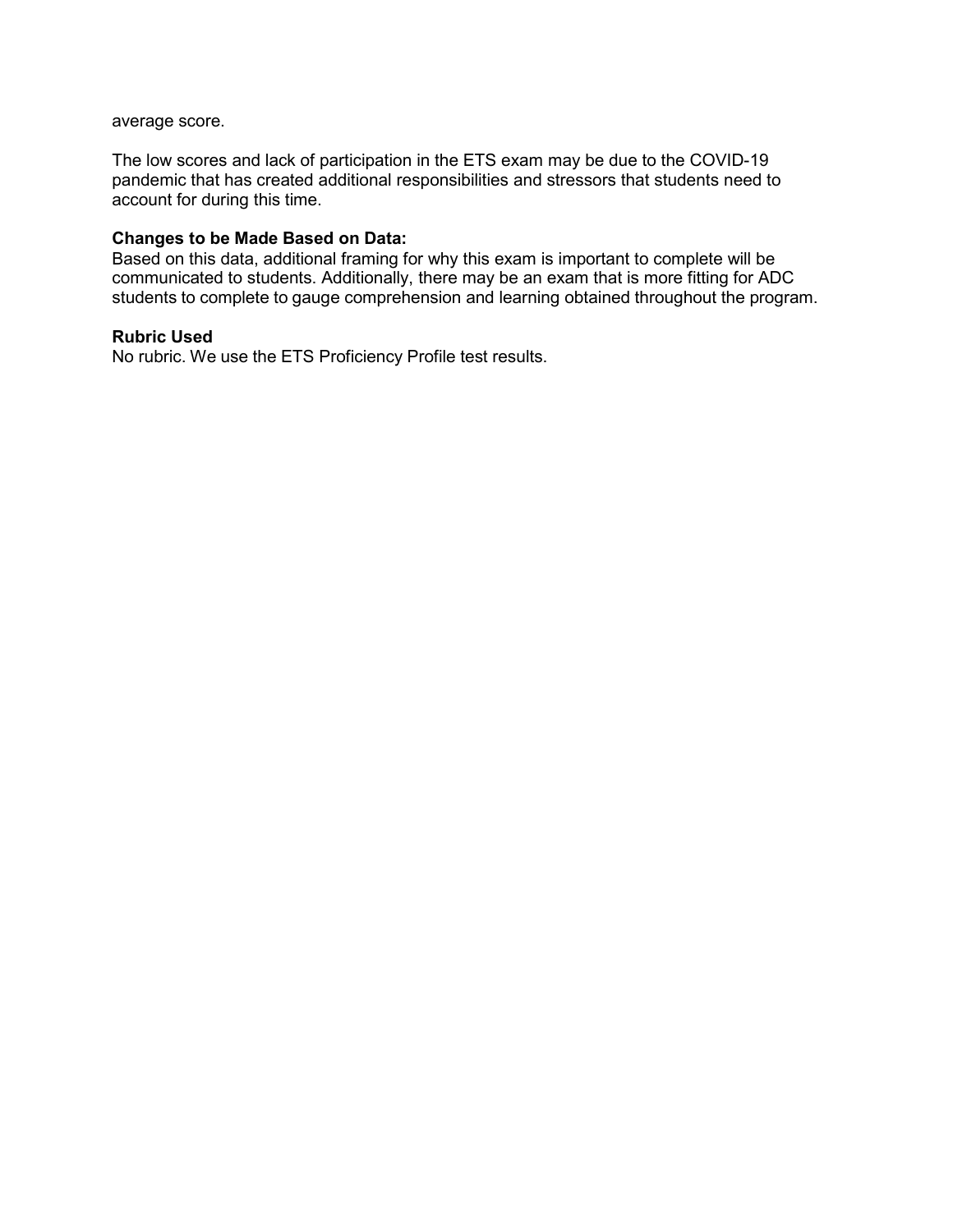average score.

The low scores and lack of participation in the ETS exam may be due to the COVID-19 pandemic that has created additional responsibilities and stressors that students need to account for during this time.

**Changes to be Made Based on Data:**
Based on this data, additional framing for why this exam is important to complete will be communicated to students. Additionally, there may be an exam that is more fitting for ADC students to complete to gauge comprehension and learning obtained throughout the program.

**Rubric Used**
No rubric. We use the ETS Proficiency Profile test results.